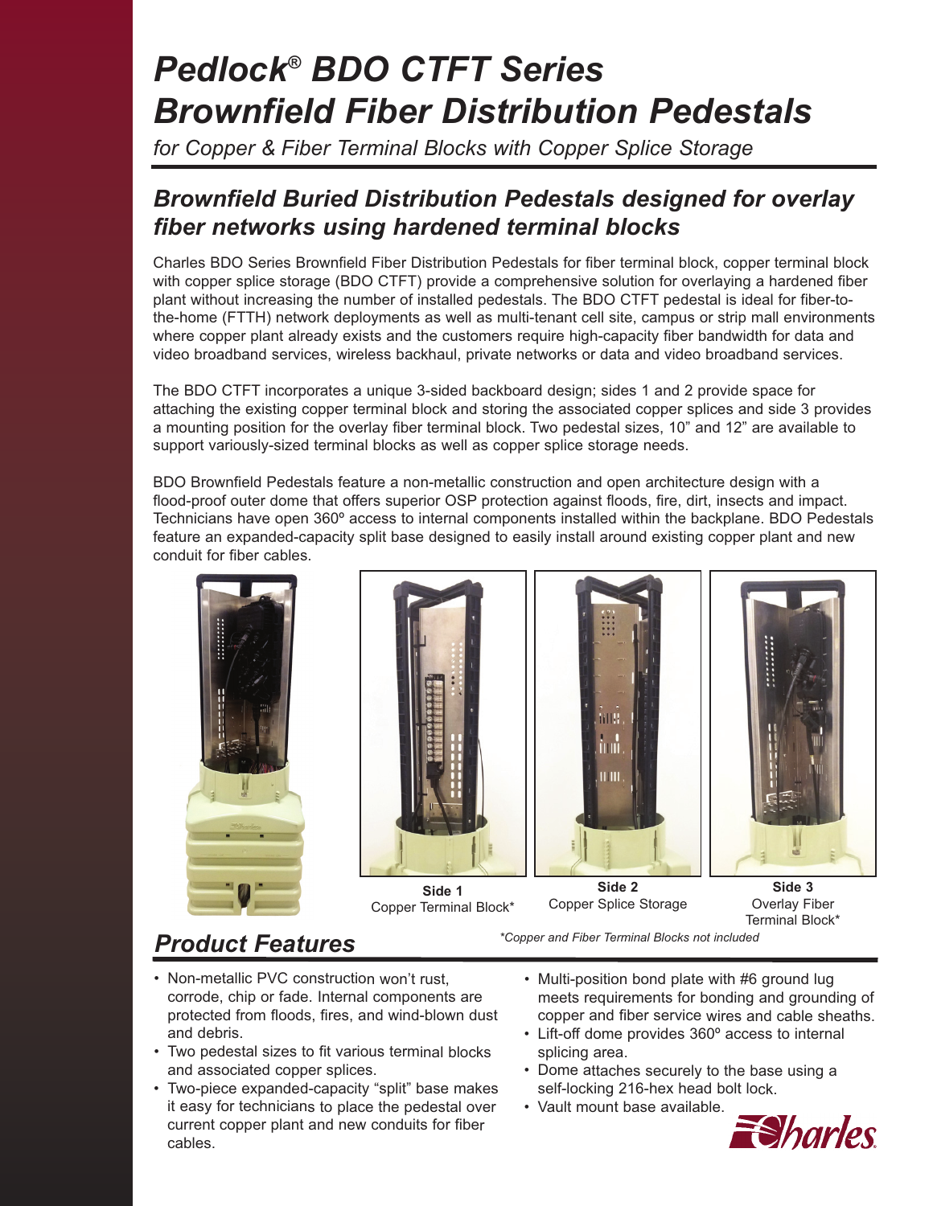# *Pedlock® BDO CTFT Series Brownfield Fiber Distribution Pedestals*

*for Copper & Fiber Terminal Blocks with Copper Splice Storage*

## *Brownfield Buried Distribution Pedestals designed for overlay fiber networks using hardened terminal blocks*

Charles BDO Series Brownfield Fiber Distribution Pedestals for fiber terminal block, copper terminal block with copper splice storage (BDO CTFT) provide a comprehensive solution for overlaying a hardened fiber plant without increasing the number of installed pedestals. The BDO CTFT pedestal is ideal for fiber-to-the-home (FTTH) network deployments as well as multi-tenant cell site, campus or strip mall environments where copper plant already exists and the customers require high-capacity fiber bandwidth for data and video broadband services, wireless backhaul, private networks or data and video broadband services.

The BDO CTFT incorporates a unique 3-sided backboard design; sides 1 and 2 provide space for attaching the existing copper terminal block and storing the associated copper splices and side 3 provides a mounting position for the overlay fiber terminal block. Two pedestal sizes, 10" and 12" are available to support variously-sized terminal blocks as well as copper splice storage needs.

BDO Brownfield Pedestals feature a non-metallic construction and open architecture design with a flood-proof outer dome that offers superior OSP protection against floods, fire, dirt, insects and impact. Technicians have open 360º access to internal components installed within the backplane. BDO Pedestals feature an expanded-capacity split base designed to easily install around existing copper plant and new conduit for fiber cables.

**Side 1**
Copper Terminal Block*

**Side 2**
Copper Splice Storage

**Side 3**
Overlay Fiber Terminal Block*

*\*Copper and Fiber Terminal Blocks not included*

## *Product Features*

- Non-metallic PVC construction won't rust, corrode, chip or fade. Internal components are protected from floods, fires, and wind-blown dust and debris.
- Two pedestal sizes to fit various terminal blocks and associated copper splices.
- Two-piece expanded-capacity "split" base makes it easy for technicians to place the pedestal over current copper plant and new conduits for fiber cables.
- Multi-position bond plate with #6 ground lug meets requirements for bonding and grounding of copper and fiber service wires and cable sheaths.
- Lift-off dome provides 360º access to internal splicing area.
- Dome attaches securely to the base using a self-locking 216-hex head bolt lock.
- Vault mount base available.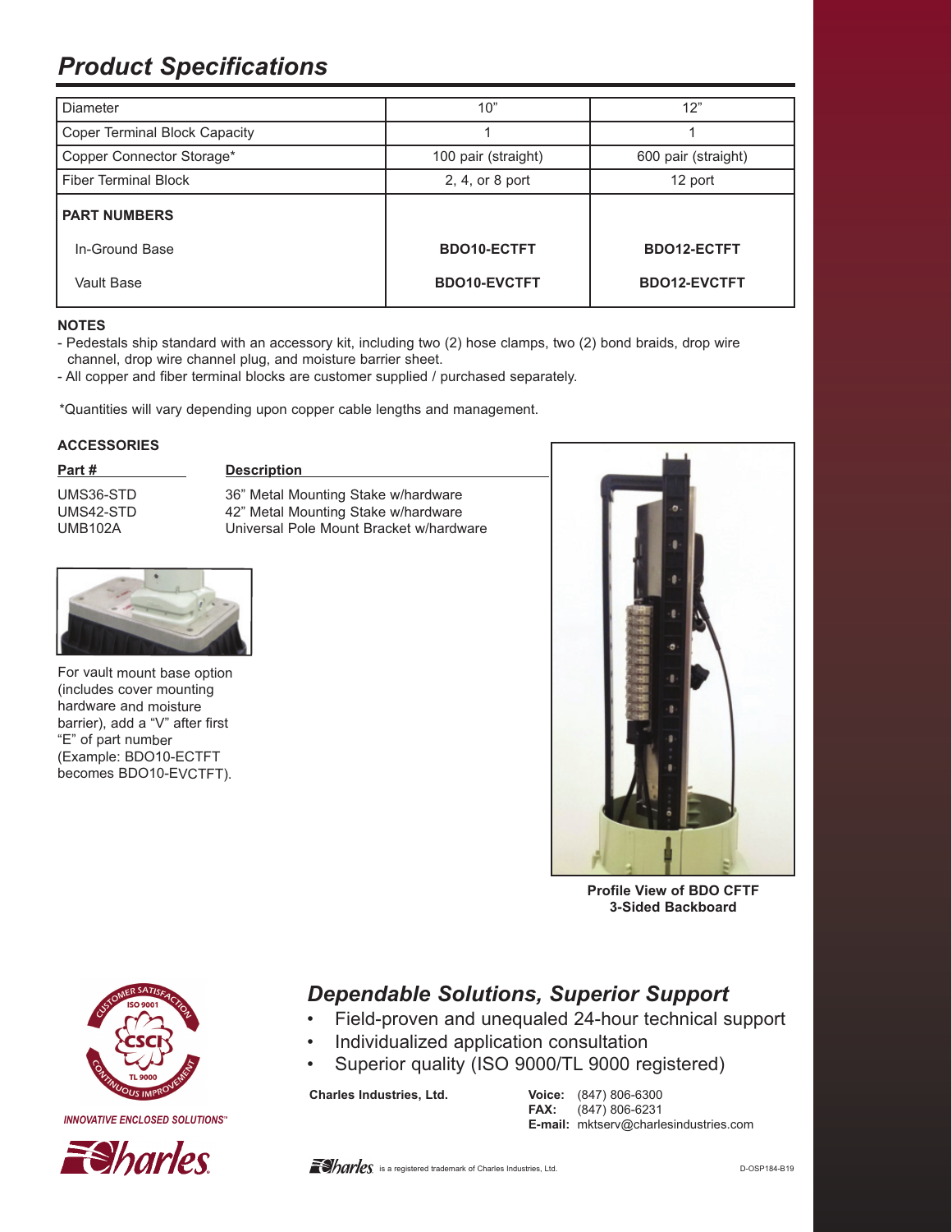## *Product Specifications*

| | | |
|---|---|---|
| Diameter | 10" | 12" |
| Coper Terminal Block Capacity | 1 | 1 |
| Copper Connector Storage* | 100 pair (straight) | 600 pair (straight) |
| Fiber Terminal Block | 2, 4, or 8 port | 12 port |
| **PART NUMBERS** | | |
| In-Ground Base | **BDO10-ECTFT** | **BDO12-ECTFT** |
| Vault Base | **BDO10-EVCTFT** | **BDO12-EVCTFT** |

**NOTES**

- Pedestals ship standard with an accessory kit, including two (2) hose clamps, two (2) bond braids, drop wire channel, drop wire channel plug, and moisture barrier sheet.
- All copper and fiber terminal blocks are customer supplied / purchased separately.

*Quantities will vary depending upon copper cable lengths and management.

**ACCESSORIES**

| Part # | Description |
|---|---|
| UMS36-STD | 36" Metal Mounting Stake w/hardware |
| UMS42-STD | 42" Metal Mounting Stake w/hardware |
| UMB102A | Universal Pole Mount Bracket w/hardware |

For vault mount base option (includes cover mounting hardware and moisture barrier), add a "V" after first "E" of part number (Example: BDO10-ECTFT becomes BDO10-EVCTFT).

**Profile View of BDO CFTF 3-Sided Backboard**

CUSTOMER SATISFACTION ISO 9001 CSCI TL 9000 CONTINUOUS IMPROVEMENT

*INNOVATIVE ENCLOSED SOLUTIONS™*

Charles

## *Dependable Solutions, Superior Support*

- Field-proven and unequaled 24-hour technical support
- Individualized application consultation
- Superior quality (ISO 9000/TL 9000 registered)

**Charles Industries, Ltd.**

**Voice:** (847) 806-6300
**FAX:** (847) 806-6231
**E-mail:** mktserv@charlesindustries.com

Charles is a registered trademark of Charles Industries, Ltd.

D-OSP184-B19